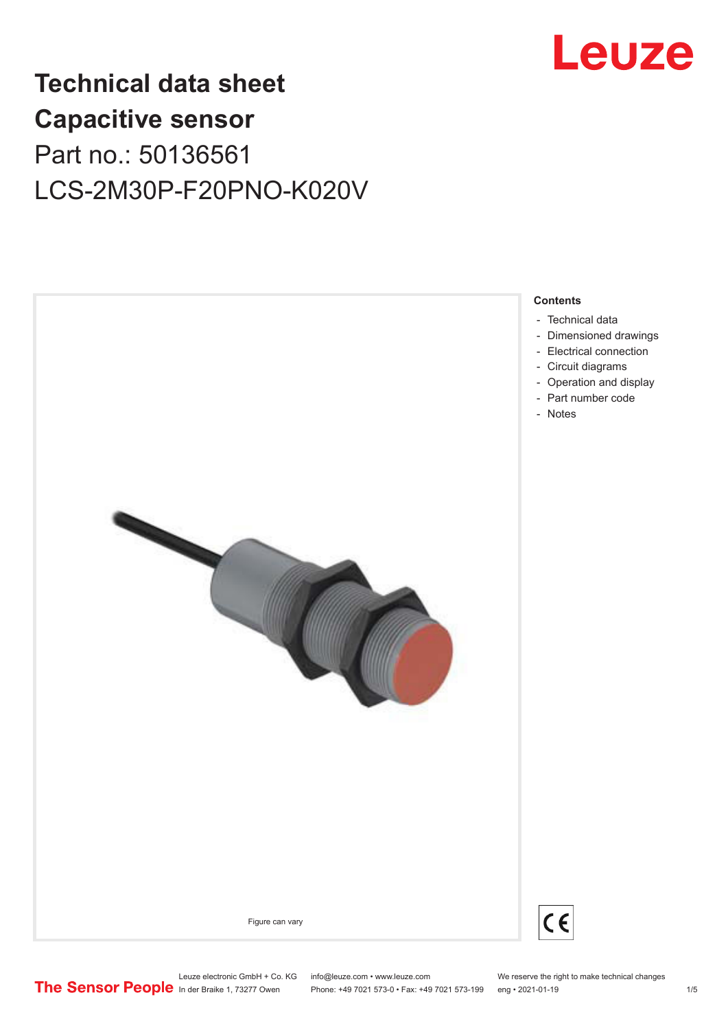# Technical data sheet
# Capacitive sensor

Part no.: 50136561

LCS-2M30P-F20PNO-K020V

Figure can vary

**Contents**

- Technical data
- Dimensioned drawings
- Electrical connection
- Circuit diagrams
- Operation and display
- Part number code
- Notes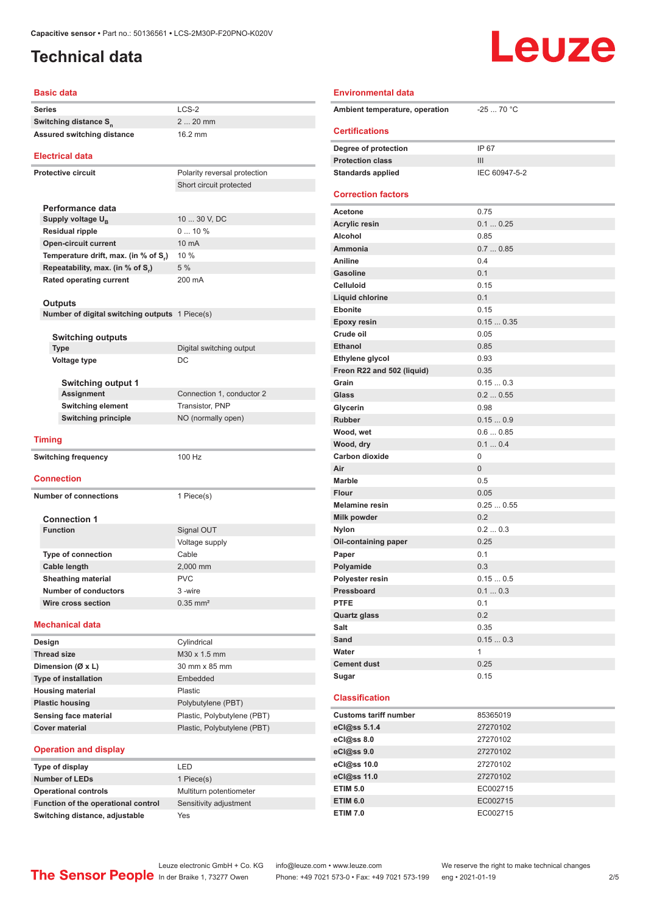# Technical data

## Basic data

| | |
|---|---|
| Series | LCS-2 |
| Switching distance $S_n$ | 2 ... 20 mm |
| Assured switching distance | 16.2 mm |

## Electrical data

| | |
|---|---|
| Protective circuit | Polarity reversal protection |
| | Short circuit protected |

### Performance data

| | |
|---|---|
| Supply voltage $U_B$ | 10 ... 30 V, DC |
| Residual ripple | 0 ... 10 % |
| Open-circuit current | 10 mA |
| Temperature drift, max. (in % of $S_r$) | 10 % |
| Repeatability, max. (in % of $S_r$) | 5 % |
| Rated operating current | 200 mA |

### Outputs

| | |
|---|---|
| Number of digital switching outputs | 1 Piece(s) |

### Switching outputs

| | |
|---|---|
| Type | Digital switching output |
| Voltage type | DC |

### Switching output 1

| | |
|---|---|
| Assignment | Connection 1, conductor 2 |
| Switching element | Transistor, PNP |
| Switching principle | NO (normally open) |

## Timing

| | |
|---|---|
| Switching frequency | 100 Hz |

## Connection

| | |
|---|---|
| Number of connections | 1 Piece(s) |

### Connection 1

| | |
|---|---|
| Function | Signal OUT |
| | Voltage supply |
| Type of connection | Cable |
| Cable length | 2,000 mm |
| Sheathing material | PVC |
| Number of conductors | 3 -wire |
| Wire cross section | 0.35 mm² |

## Mechanical data

| | |
|---|---|
| Design | Cylindrical |
| Thread size | M30 x 1.5 mm |
| Dimension (Ø x L) | 30 mm x 85 mm |
| Type of installation | Embedded |
| Housing material | Plastic |
| Plastic housing | Polybutylene (PBT) |
| Sensing face material | Plastic, Polybutylene (PBT) |
| Cover material | Plastic, Polybutylene (PBT) |

## Operation and display

| | |
|---|---|
| Type of display | LED |
| Number of LEDs | 1 Piece(s) |
| Operational controls | Multiturn potentiometer |
| Function of the operational control | Sensitivity adjustment |
| Switching distance, adjustable | Yes |

## Environmental data

| | |
|---|---|
| Ambient temperature, operation | -25 ... 70 °C |

## Certifications

| | |
|---|---|
| Degree of protection | IP 67 |
| Protection class | III |
| Standards applied | IEC 60947-5-2 |

## Correction factors

| | |
|---|---|
| Acetone | 0.75 |
| Acrylic resin | 0.1 ... 0.25 |
| Alcohol | 0.85 |
| Ammonia | 0.7 ... 0.85 |
| Aniline | 0.4 |
| Gasoline | 0.1 |
| Celluloid | 0.15 |
| Liquid chlorine | 0.1 |
| Ebonite | 0.15 |
| Epoxy resin | 0.15 ... 0.35 |
| Crude oil | 0.05 |
| Ethanol | 0.85 |
| Ethylene glycol | 0.93 |
| Freon R22 and 502 (liquid) | 0.35 |
| Grain | 0.15 ... 0.3 |
| Glass | 0.2 ... 0.55 |
| Glycerin | 0.98 |
| Rubber | 0.15 ... 0.9 |
| Wood, wet | 0.6 ... 0.85 |
| Wood, dry | 0.1 ... 0.4 |
| Carbon dioxide | 0 |
| Air | 0 |
| Marble | 0.5 |
| Flour | 0.05 |
| Melamine resin | 0.25 ... 0.55 |
| Milk powder | 0.2 |
| Nylon | 0.2 ... 0.3 |
| Oil-containing paper | 0.25 |
| Paper | 0.1 |
| Polyamide | 0.3 |
| Polyester resin | 0.15 ... 0.5 |
| Pressboard | 0.1 ... 0.3 |
| PTFE | 0.1 |
| Quartz glass | 0.2 |
| Salt | 0.35 |
| Sand | 0.15 ... 0.3 |
| Water | 1 |
| Cement dust | 0.25 |
| Sugar | 0.15 |

## Classification

| | |
|---|---|
| Customs tariff number | 85365019 |
| eCl@ss 5.1.4 | 27270102 |
| eCl@ss 8.0 | 27270102 |
| eCl@ss 9.0 | 27270102 |
| eCl@ss 10.0 | 27270102 |
| eCl@ss 11.0 | 27270102 |
| ETIM 5.0 | EC002715 |
| ETIM 6.0 | EC002715 |
| ETIM 7.0 | EC002715 |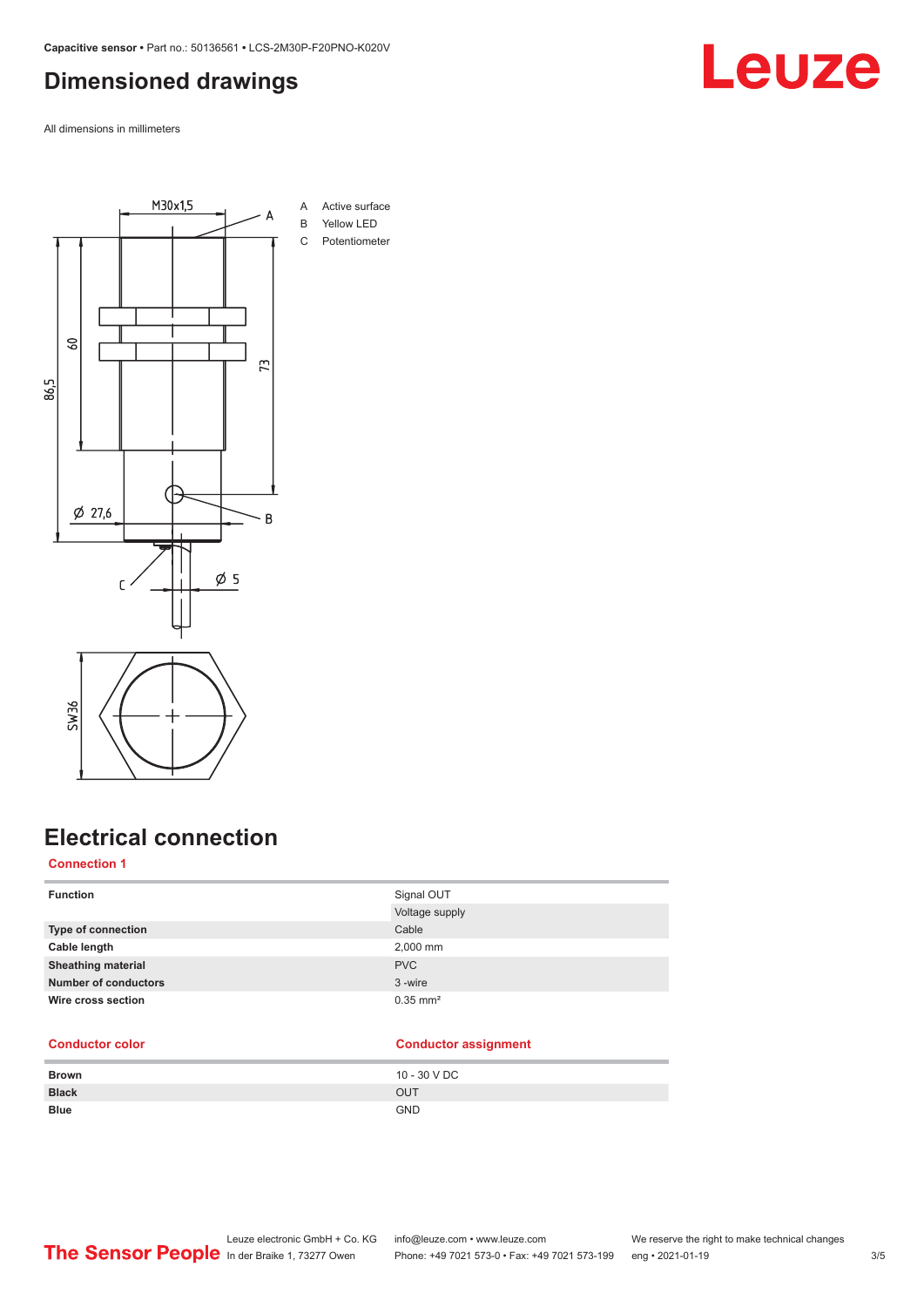# Dimensioned drawings

All dimensions in millimeters

A Active surface
B Yellow LED
C Potentiometer

# Electrical connection

## Connection 1

| | |
|---|---|
| **Function** | Signal OUT |
| | Voltage supply |
| **Type of connection** | Cable |
| **Cable length** | 2,000 mm |
| **Sheathing material** | PVC |
| **Number of conductors** | 3 -wire |
| **Wire cross section** | 0.35 mm² |

| Conductor color | Conductor assignment |
|---|---|
| **Brown** | 10 - 30 V DC |
| **Black** | OUT |
| **Blue** | GND |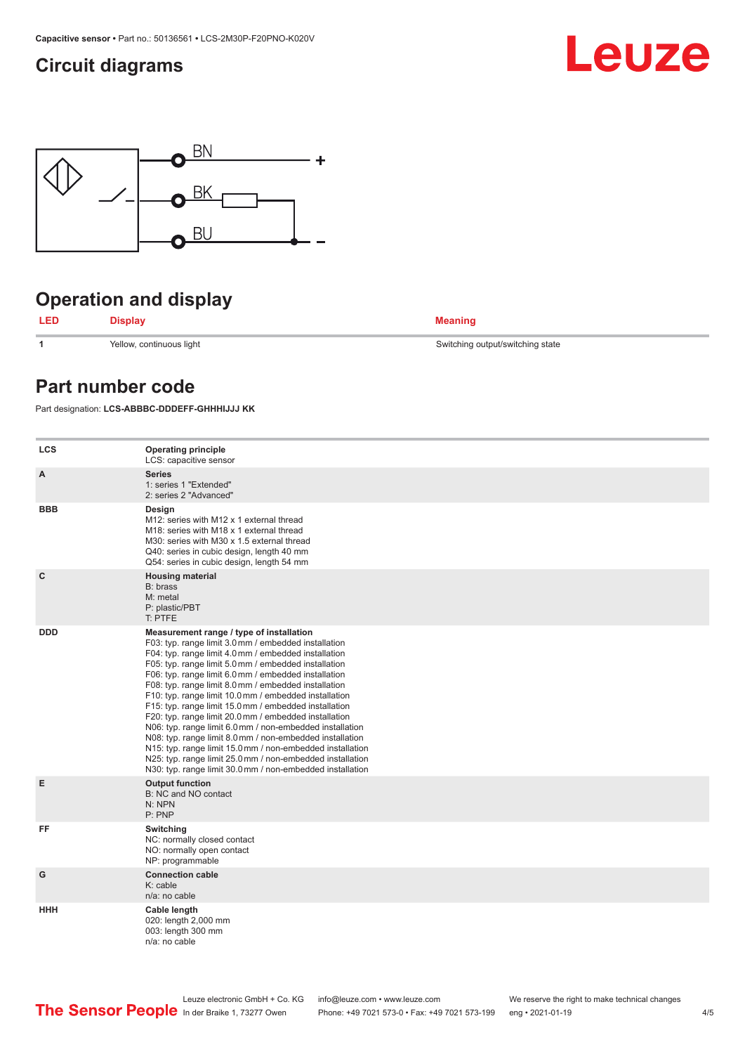## Circuit diagrams

BN +

BK

BU −

## Operation and display

| LED | Display | Meaning |
|---|---|---|
| 1 | Yellow, continuous light | Switching output/switching state |

## Part number code

Part designation: **LCS-ABBBC-DDDEFF-GHHHIJJJ KK**

| | |
|---|---|
| **LCS** | **Operating principle**<br>LCS: capacitive sensor |
| **A** | **Series**<br>1: series 1 "Extended"<br>2: series 2 "Advanced" |
| **BBB** | **Design**<br>M12: series with M12 x 1 external thread<br>M18: series with M18 x 1 external thread<br>M30: series with M30 x 1.5 external thread<br>Q40: series in cubic design, length 40 mm<br>Q54: series in cubic design, length 54 mm |
| **C** | **Housing material**<br>B: brass<br>M: metal<br>P: plastic/PBT<br>T: PTFE |
| **DDD** | **Measurement range / type of installation**<br>F03: typ. range limit 3.0 mm / embedded installation<br>F04: typ. range limit 4.0 mm / embedded installation<br>F05: typ. range limit 5.0 mm / embedded installation<br>F06: typ. range limit 6.0 mm / embedded installation<br>F08: typ. range limit 8.0 mm / embedded installation<br>F10: typ. range limit 10.0 mm / embedded installation<br>F15: typ. range limit 15.0 mm / embedded installation<br>F20: typ. range limit 20.0 mm / embedded installation<br>N06: typ. range limit 6.0 mm / non-embedded installation<br>N08: typ. range limit 8.0 mm / non-embedded installation<br>N15: typ. range limit 15.0 mm / non-embedded installation<br>N25: typ. range limit 25.0 mm / non-embedded installation<br>N30: typ. range limit 30.0 mm / non-embedded installation |
| **E** | **Output function**<br>B: NC and NO contact<br>N: NPN<br>P: PNP |
| **FF** | **Switching**<br>NC: normally closed contact<br>NO: normally open contact<br>NP: programmable |
| **G** | **Connection cable**<br>K: cable<br>n/a: no cable |
| **HHH** | **Cable length**<br>020: length 2,000 mm<br>003: length 300 mm<br>n/a: no cable |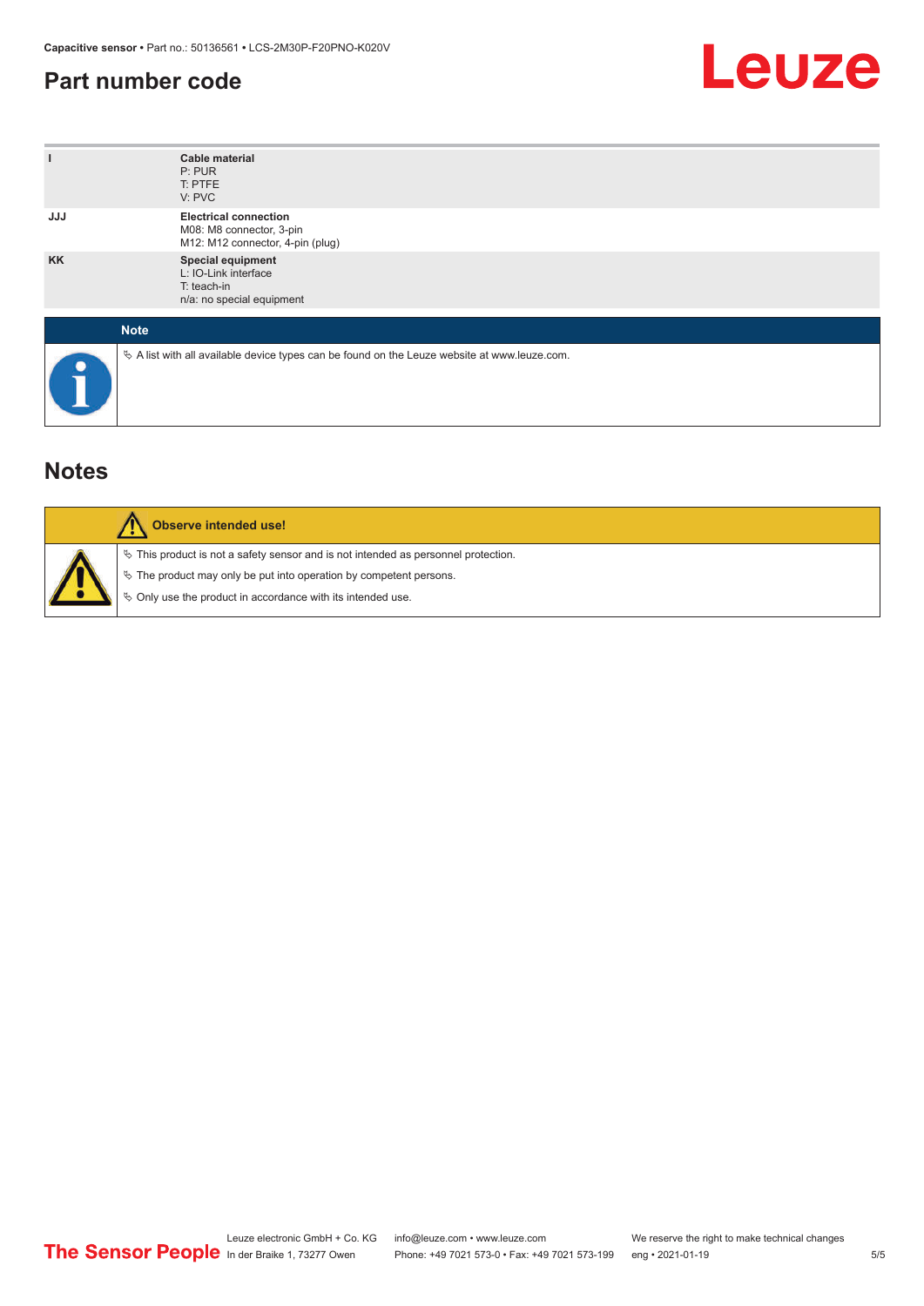# Part number code

| | |
|---|---|
| **I** | **Cable material**<br>P: PUR<br>T: PTFE<br>V: PVC |
| **JJJ** | **Electrical connection**<br>M08: M8 connector, 3-pin<br>M12: M12 connector, 4-pin (plug) |
| **KK** | **Special equipment**<br>L: IO-Link interface<br>T: teach-in<br>n/a: no special equipment |

**Note**

- A list with all available device types can be found on the Leuze website at www.leuze.com.

# Notes

**Observe intended use!**

- This product is not a safety sensor and is not intended as personnel protection.
- The product may only be put into operation by competent persons.
- Only use the product in accordance with its intended use.